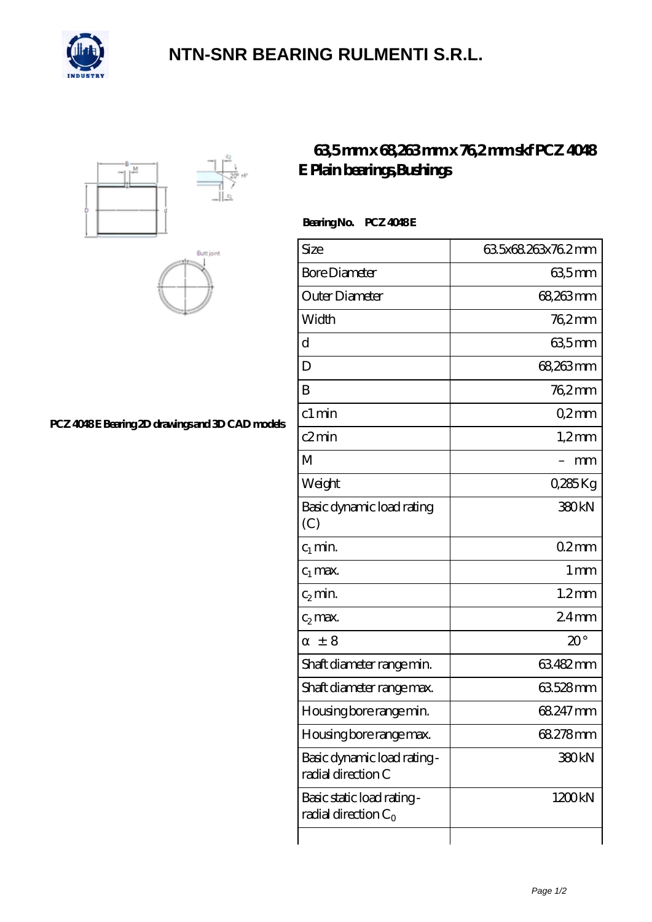# NTN-SNR BEARING RULMENTI S.R.L.

## 63,5 mm x 68,263 mm x 76,2 mm skf PCZ 4048 E Plain bearings,Bushings

PCZ 4048 E Bearing 2D drawings and 3D CAD models

**Bearing No.** **PCZ 4048 E**

| Size | 63.5x68.263x76.2 mm |
|---|---|
| Bore Diameter | 63,5 mm |
| Outer Diameter | 68,263 mm |
| Width | 76,2 mm |
| d | 63,5 mm |
| D | 68,263 mm |
| B | 76,2 mm |
| c1 min | 0,2 mm |
| c2 min | 1,2 mm |
| M | – mm |
| Weight | 0,285 Kg |
| Basic dynamic load rating (C) | 380 kN |
| $c_1$ min. | 0.2 mm |
| $c_1$ max. | 1 mm |
| $c_2$ min. | 1.2 mm |
| $c_2$ max. | 2.4 mm |
| α ± 8 | 20 ° |
| Shaft diameter range min. | 63.482 mm |
| Shaft diameter range max. | 63.528 mm |
| Housing bore range min. | 68.247 mm |
| Housing bore range max. | 68.278 mm |
| Basic dynamic load rating - radial direction C | 380 kN |
| Basic static load rating - radial direction $C_0$ | 1200 kN |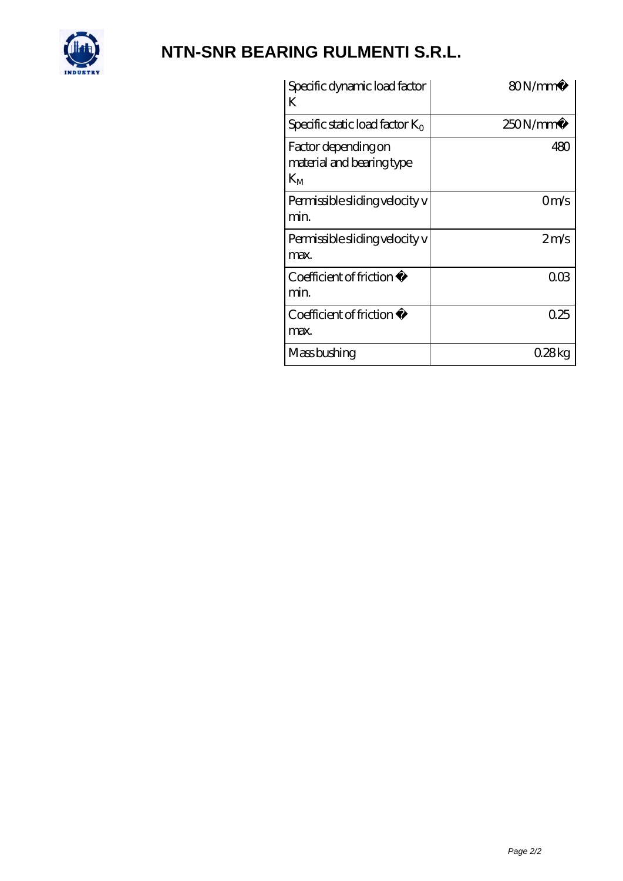# NTN-SNR BEARING RULMENTI S.R.L.

| | |
|---|---|
| Specific dynamic load factor K | 80 N/mm� |
| Specific static load factor $K_0$ | 250 N/mm� |
| Factor depending on material and bearing type $K_M$ | 480 |
| Permissible sliding velocity v min. | 0 m/s |
| Permissible sliding velocity v max. | 2 m/s |
| Coefficient of friction � min. | 0.03 |
| Coefficient of friction � max. | 0.25 |
| Mass bushing | 0.28 kg |